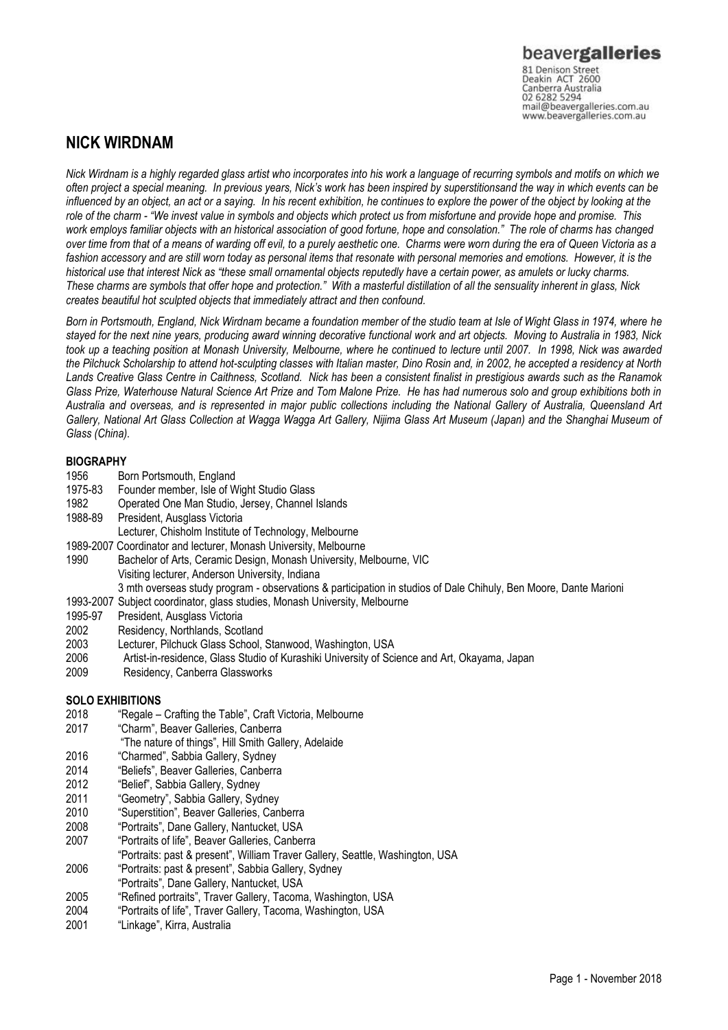beavergalleries
81 Denison Street
Deakin ACT 2600
Canberra Australia
02 6282 5294
mail@beavergalleries.com.au
www.beavergalleries.com.au

# NICK WIRDNAM

*Nick Wirdnam is a highly regarded glass artist who incorporates into his work a language of recurring symbols and motifs on which we often project a special meaning. In previous years, Nick's work has been inspired by superstitionsand the way in which events can be influenced by an object, an act or a saying. In his recent exhibition, he continues to explore the power of the object by looking at the role of the charm - "We invest value in symbols and objects which protect us from misfortune and provide hope and promise. This work employs familiar objects with an historical association of good fortune, hope and consolation." The role of charms has changed over time from that of a means of warding off evil, to a purely aesthetic one. Charms were worn during the era of Queen Victoria as a fashion accessory and are still worn today as personal items that resonate with personal memories and emotions. However, it is the historical use that interest Nick as "these small ornamental objects reputedly have a certain power, as amulets or lucky charms. These charms are symbols that offer hope and protection." With a masterful distillation of all the sensuality inherent in glass, Nick creates beautiful hot sculpted objects that immediately attract and then confound.*

*Born in Portsmouth, England, Nick Wirdnam became a foundation member of the studio team at Isle of Wight Glass in 1974, where he stayed for the next nine years, producing award winning decorative functional work and art objects. Moving to Australia in 1983, Nick took up a teaching position at Monash University, Melbourne, where he continued to lecture until 2007. In 1998, Nick was awarded the Pilchuck Scholarship to attend hot-sculpting classes with Italian master, Dino Rosin and, in 2002, he accepted a residency at North Lands Creative Glass Centre in Caithness, Scotland. Nick has been a consistent finalist in prestigious awards such as the Ranamok Glass Prize, Waterhouse Natural Science Art Prize and Tom Malone Prize. He has had numerous solo and group exhibitions both in Australia and overseas, and is represented in major public collections including the National Gallery of Australia, Queensland Art Gallery, National Art Glass Collection at Wagga Wagga Art Gallery, Nijima Glass Art Museum (Japan) and the Shanghai Museum of Glass (China).*

## BIOGRAPHY

| | |
|---|---|
| 1956 | Born Portsmouth, England |
| 1975-83 | Founder member, Isle of Wight Studio Glass |
| 1982 | Operated One Man Studio, Jersey, Channel Islands |
| 1988-89 | President, Ausglass Victoria |
| | Lecturer, Chisholm Institute of Technology, Melbourne |
| 1989-2007 | Coordinator and lecturer, Monash University, Melbourne |
| 1990 | Bachelor of Arts, Ceramic Design, Monash University, Melbourne, VIC |
| | Visiting lecturer, Anderson University, Indiana |
| | 3 mth overseas study program - observations & participation in studios of Dale Chihuly, Ben Moore, Dante Marioni |
| 1993-2007 | Subject coordinator, glass studies, Monash University, Melbourne |
| 1995-97 | President, Ausglass Victoria |
| 2002 | Residency, Northlands, Scotland |
| 2003 | Lecturer, Pilchuck Glass School, Stanwood, Washington, USA |
| 2006 | Artist-in-residence, Glass Studio of Kurashiki University of Science and Art, Okayama, Japan |
| 2009 | Residency, Canberra Glassworks |

## SOLO EXHIBITIONS

| | |
|---|---|
| 2018 | "Regale – Crafting the Table", Craft Victoria, Melbourne |
| 2017 | "Charm", Beaver Galleries, Canberra |
| | "The nature of things", Hill Smith Gallery, Adelaide |
| 2016 | "Charmed", Sabbia Gallery, Sydney |
| 2014 | "Beliefs", Beaver Galleries, Canberra |
| 2012 | "Belief", Sabbia Gallery, Sydney |
| 2011 | "Geometry", Sabbia Gallery, Sydney |
| 2010 | "Superstition", Beaver Galleries, Canberra |
| 2008 | "Portraits", Dane Gallery, Nantucket, USA |
| 2007 | "Portraits of life", Beaver Galleries, Canberra |
| | "Portraits: past & present", William Traver Gallery, Seattle, Washington, USA |
| 2006 | "Portraits: past & present", Sabbia Gallery, Sydney |
| | "Portraits", Dane Gallery, Nantucket, USA |
| 2005 | "Refined portraits", Traver Gallery, Tacoma, Washington, USA |
| 2004 | "Portraits of life", Traver Gallery, Tacoma, Washington, USA |
| 2001 | "Linkage", Kirra, Australia |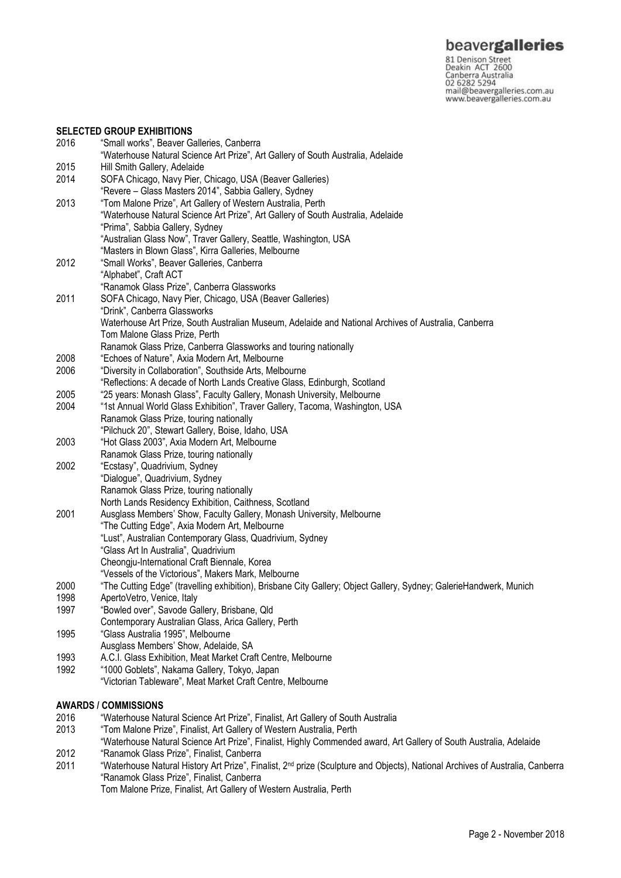## SELECTED GROUP EXHIBITIONS

2016 "Small works", Beaver Galleries, Canberra
"Waterhouse Natural Science Art Prize", Art Gallery of South Australia, Adelaide

2015 Hill Smith Gallery, Adelaide

2014 SOFA Chicago, Navy Pier, Chicago, USA (Beaver Galleries)
"Revere – Glass Masters 2014", Sabbia Gallery, Sydney

2013 "Tom Malone Prize", Art Gallery of Western Australia, Perth
"Waterhouse Natural Science Art Prize", Art Gallery of South Australia, Adelaide
"Prima", Sabbia Gallery, Sydney
"Australian Glass Now", Traver Gallery, Seattle, Washington, USA
"Masters in Blown Glass", Kirra Galleries, Melbourne

2012 "Small Works", Beaver Galleries, Canberra
"Alphabet", Craft ACT
"Ranamok Glass Prize", Canberra Glassworks

2011 SOFA Chicago, Navy Pier, Chicago, USA (Beaver Galleries)
"Drink", Canberra Glassworks
Waterhouse Art Prize, South Australian Museum, Adelaide and National Archives of Australia, Canberra
Tom Malone Glass Prize, Perth
Ranamok Glass Prize, Canberra Glassworks and touring nationally

2008 "Echoes of Nature", Axia Modern Art, Melbourne

2006 "Diversity in Collaboration", Southside Arts, Melbourne
"Reflections: A decade of North Lands Creative Glass, Edinburgh, Scotland

2005 "25 years: Monash Glass", Faculty Gallery, Monash University, Melbourne

2004 "1st Annual World Glass Exhibition", Traver Gallery, Tacoma, Washington, USA
Ranamok Glass Prize, touring nationally
"Pilchuck 20", Stewart Gallery, Boise, Idaho, USA

2003 "Hot Glass 2003", Axia Modern Art, Melbourne
Ranamok Glass Prize, touring nationally

2002 "Ecstasy", Quadrivium, Sydney
"Dialogue", Quadrivium, Sydney
Ranamok Glass Prize, touring nationally
North Lands Residency Exhibition, Caithness, Scotland

2001 Ausglass Members' Show, Faculty Gallery, Monash University, Melbourne
"The Cutting Edge", Axia Modern Art, Melbourne
"Lust", Australian Contemporary Glass, Quadrivium, Sydney
"Glass Art In Australia", Quadrivium
Cheongju-International Craft Biennale, Korea
"Vessels of the Victorious", Makers Mark, Melbourne

2000 "The Cutting Edge" (travelling exhibition), Brisbane City Gallery; Object Gallery, Sydney; GalerieHandwerk, Munich

1998 ApertoVetro, Venice, Italy

1997 "Bowled over", Savode Gallery, Brisbane, Qld
Contemporary Australian Glass, Arica Gallery, Perth

1995 "Glass Australia 1995", Melbourne
Ausglass Members' Show, Adelaide, SA

1993 A.C.I. Glass Exhibition, Meat Market Craft Centre, Melbourne

1992 "1000 Goblets", Nakama Gallery, Tokyo, Japan
"Victorian Tableware", Meat Market Craft Centre, Melbourne

## AWARDS / COMMISSIONS

2016 "Waterhouse Natural Science Art Prize", Finalist, Art Gallery of South Australia

2013 "Tom Malone Prize", Finalist, Art Gallery of Western Australia, Perth
"Waterhouse Natural Science Art Prize", Finalist, Highly Commended award, Art Gallery of South Australia, Adelaide

2012 "Ranamok Glass Prize", Finalist, Canberra

2011 "Waterhouse Natural History Art Prize", Finalist, 2nd prize (Sculpture and Objects), National Archives of Australia, Canberra
"Ranamok Glass Prize", Finalist, Canberra
Tom Malone Prize, Finalist, Art Gallery of Western Australia, Perth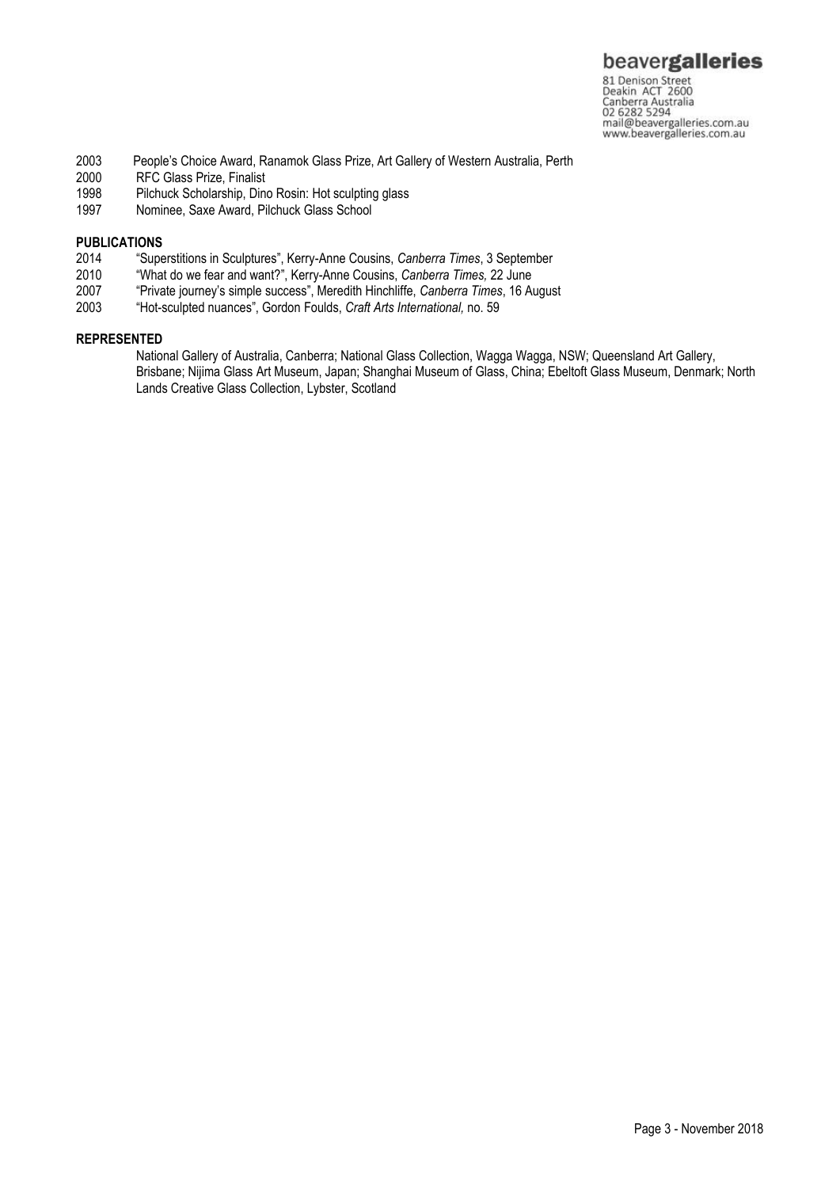2003 People's Choice Award, Ranamok Glass Prize, Art Gallery of Western Australia, Perth
2000 RFC Glass Prize, Finalist
1998 Pilchuck Scholarship, Dino Rosin: Hot sculpting glass
1997 Nominee, Saxe Award, Pilchuck Glass School

**PUBLICATIONS**

2014 "Superstitions in Sculptures", Kerry-Anne Cousins, *Canberra Times*, 3 September
2010 "What do we fear and want?", Kerry-Anne Cousins, *Canberra Times,* 22 June
2007 "Private journey's simple success", Meredith Hinchliffe, *Canberra Times*, 16 August
2003 "Hot-sculpted nuances", Gordon Foulds, *Craft Arts International,* no. 59

**REPRESENTED**

National Gallery of Australia, Canberra; National Glass Collection, Wagga Wagga, NSW; Queensland Art Gallery, Brisbane; Nijima Glass Art Museum, Japan; Shanghai Museum of Glass, China; Ebeltoft Glass Museum, Denmark; North Lands Creative Glass Collection, Lybster, Scotland